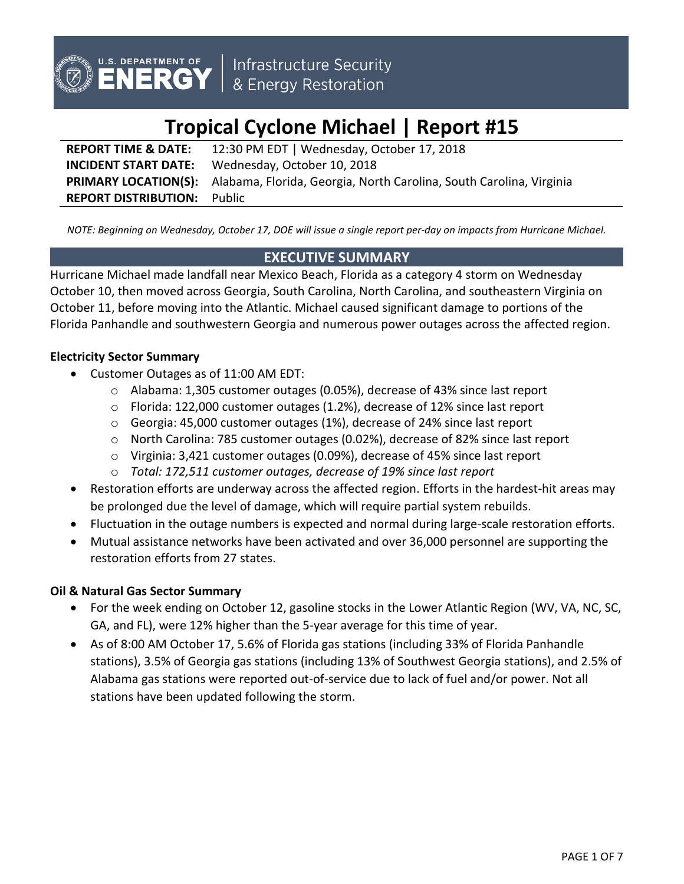U.S. DEPARTMENT OF ENERGY | Infrastructure Security & Energy Restoration

# Tropical Cyclone Michael | Report #15

**REPORT TIME & DATE:** 12:30 PM EDT | Wednesday, October 17, 2018
**INCIDENT START DATE:** Wednesday, October 10, 2018
**PRIMARY LOCATION(S):** Alabama, Florida, Georgia, North Carolina, South Carolina, Virginia
**REPORT DISTRIBUTION:** Public

*NOTE: Beginning on Wednesday, October 17, DOE will issue a single report per-day on impacts from Hurricane Michael.*

## EXECUTIVE SUMMARY

Hurricane Michael made landfall near Mexico Beach, Florida as a category 4 storm on Wednesday October 10, then moved across Georgia, South Carolina, North Carolina, and southeastern Virginia on October 11, before moving into the Atlantic. Michael caused significant damage to portions of the Florida Panhandle and southwestern Georgia and numerous power outages across the affected region.

**Electricity Sector Summary**

- Customer Outages as of 11:00 AM EDT:
  - Alabama: 1,305 customer outages (0.05%), decrease of 43% since last report
  - Florida: 122,000 customer outages (1.2%), decrease of 12% since last report
  - Georgia: 45,000 customer outages (1%), decrease of 24% since last report
  - North Carolina: 785 customer outages (0.02%), decrease of 82% since last report
  - Virginia: 3,421 customer outages (0.09%), decrease of 45% since last report
  - *Total: 172,511 customer outages, decrease of 19% since last report*
- Restoration efforts are underway across the affected region. Efforts in the hardest-hit areas may be prolonged due the level of damage, which will require partial system rebuilds.
- Fluctuation in the outage numbers is expected and normal during large-scale restoration efforts.
- Mutual assistance networks have been activated and over 36,000 personnel are supporting the restoration efforts from 27 states.

**Oil & Natural Gas Sector Summary**

- For the week ending on October 12, gasoline stocks in the Lower Atlantic Region (WV, VA, NC, SC, GA, and FL), were 12% higher than the 5-year average for this time of year.
- As of 8:00 AM October 17, 5.6% of Florida gas stations (including 33% of Florida Panhandle stations), 3.5% of Georgia gas stations (including 13% of Southwest Georgia stations), and 2.5% of Alabama gas stations were reported out-of-service due to lack of fuel and/or power. Not all stations have been updated following the storm.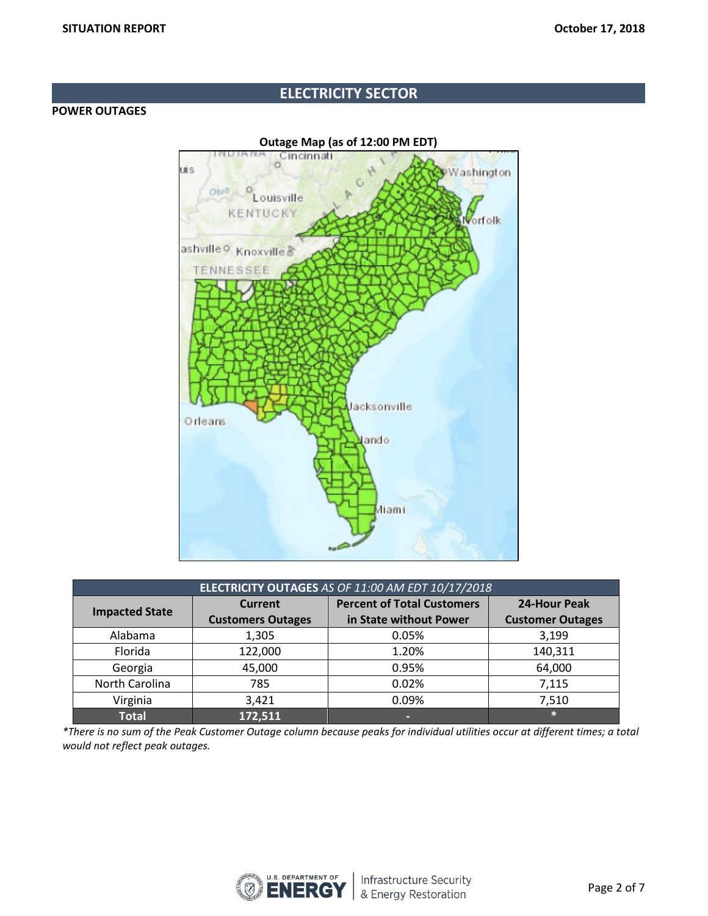## ELECTRICITY SECTOR

### POWER OUTAGES

**Outage Map (as of 12:00 PM EDT)**

| **ELECTRICITY OUTAGES** *AS OF 11:00 AM EDT 10/17/2018* | | | |
|---|---|---|---|
| **Impacted State** | **Current Customers Outages** | **Percent of Total Customers in State without Power** | **24-Hour Peak Customer Outages** |
| Alabama | 1,305 | 0.05% | 3,199 |
| Florida | 122,000 | 1.20% | 140,311 |
| Georgia | 45,000 | 0.95% | 64,000 |
| North Carolina | 785 | 0.02% | 7,115 |
| Virginia | 3,421 | 0.09% | 7,510 |
| **Total** | **172,511** | - | * |

*\*There is no sum of the Peak Customer Outage column because peaks for individual utilities occur at different times; a total would not reflect peak outages.*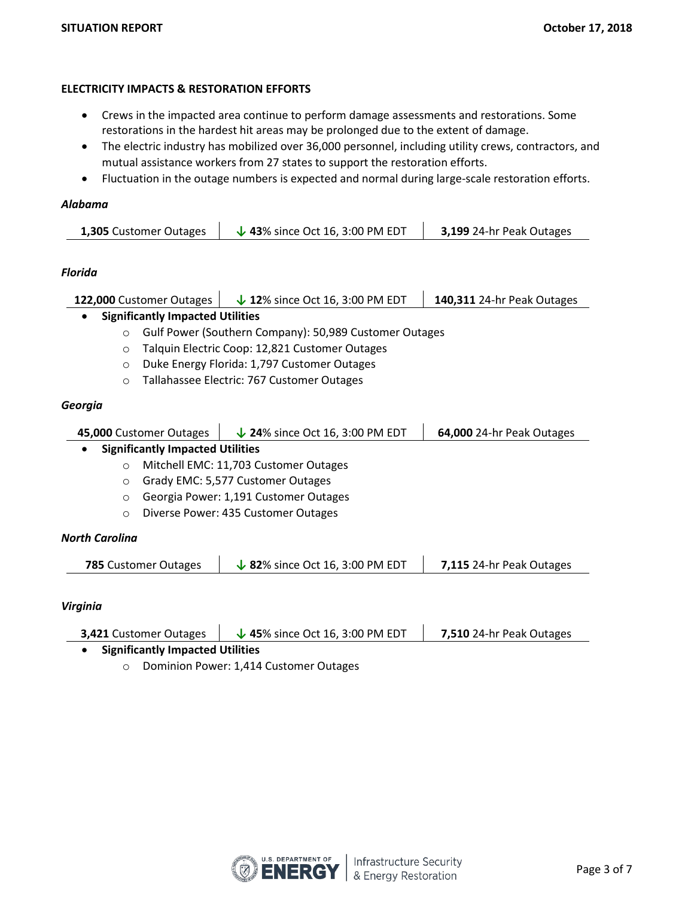## ELECTRICITY IMPACTS & RESTORATION EFFORTS

- Crews in the impacted area continue to perform damage assessments and restorations. Some restorations in the hardest hit areas may be prolonged due to the extent of damage.
- The electric industry has mobilized over 36,000 personnel, including utility crews, contractors, and mutual assistance workers from 27 states to support the restoration efforts.
- Fluctuation in the outage numbers is expected and normal during large-scale restoration efforts.

### *Alabama*

| **1,305** Customer Outages | ↓ **43**% since Oct 16, 3:00 PM EDT | **3,199** 24-hr Peak Outages |
|---|---|---|

### *Florida*

| **122,000** Customer Outages | ↓ **12**% since Oct 16, 3:00 PM EDT | **140,311** 24-hr Peak Outages |
|---|---|---|

- **Significantly Impacted Utilities**
  - Gulf Power (Southern Company): 50,989 Customer Outages
  - Talquin Electric Coop: 12,821 Customer Outages
  - Duke Energy Florida: 1,797 Customer Outages
  - Tallahassee Electric: 767 Customer Outages

### *Georgia*

| **45,000** Customer Outages | ↓ **24**% since Oct 16, 3:00 PM EDT | **64,000** 24-hr Peak Outages |
|---|---|---|

- **Significantly Impacted Utilities**
  - Mitchell EMC: 11,703 Customer Outages
  - Grady EMC: 5,577 Customer Outages
  - Georgia Power: 1,191 Customer Outages
  - Diverse Power: 435 Customer Outages

### *North Carolina*

| **785** Customer Outages | ↓ **82**% since Oct 16, 3:00 PM EDT | **7,115** 24-hr Peak Outages |
|---|---|---|

### *Virginia*

| **3,421** Customer Outages | ↓ **45**% since Oct 16, 3:00 PM EDT | **7,510** 24-hr Peak Outages |
|---|---|---|

- **Significantly Impacted Utilities**
  - Dominion Power: 1,414 Customer Outages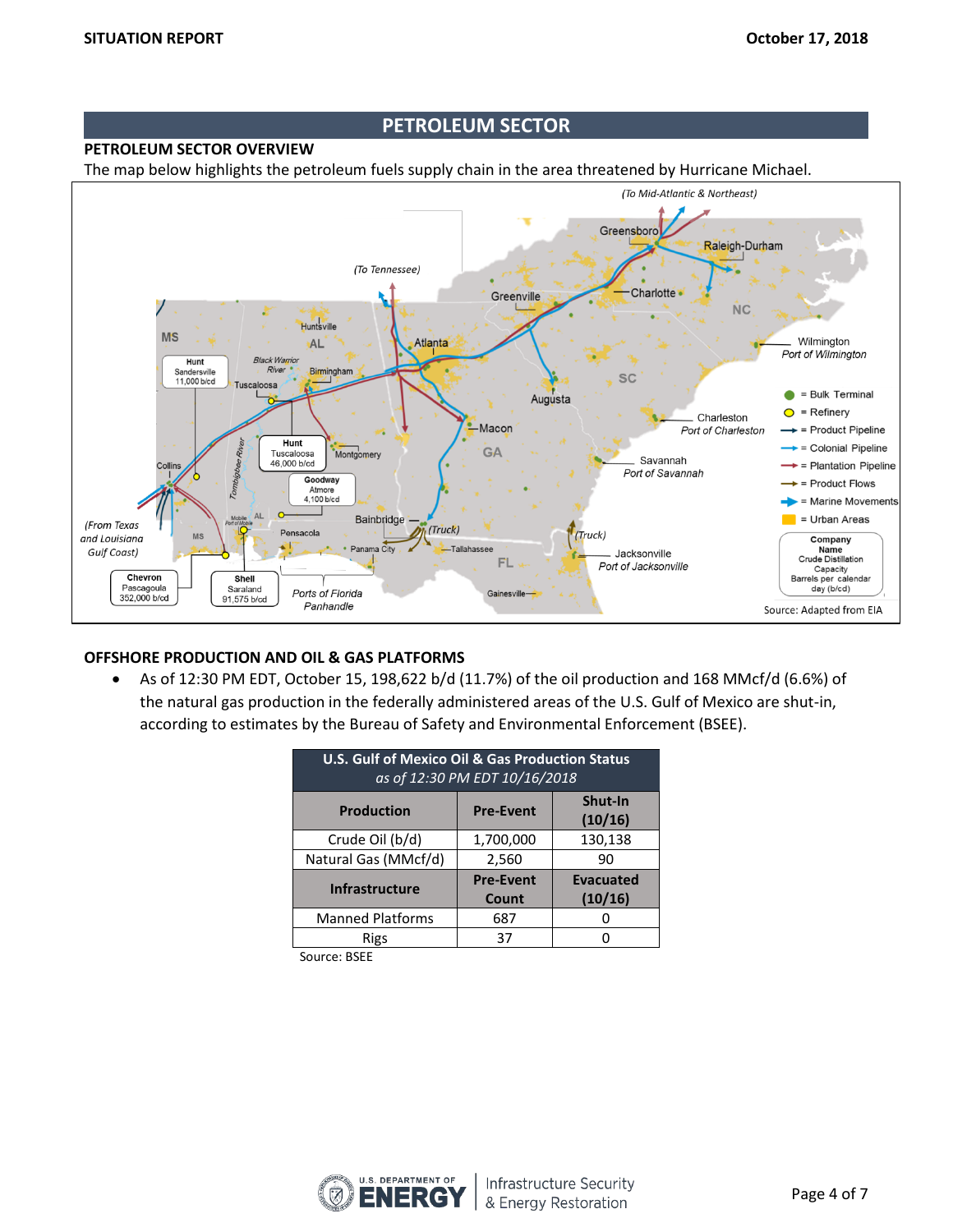## PETROLEUM SECTOR

### PETROLEUM SECTOR OVERVIEW

The map below highlights the petroleum fuels supply chain in the area threatened by Hurricane Michael.

### OFFSHORE PRODUCTION AND OIL & GAS PLATFORMS

- As of 12:30 PM EDT, October 15, 198,622 b/d (11.7%) of the oil production and 168 MMcf/d (6.6%) of the natural gas production in the federally administered areas of the U.S. Gulf of Mexico are shut-in, according to estimates by the Bureau of Safety and Environmental Enforcement (BSEE).

**U.S. Gulf of Mexico Oil & Gas Production Status**
*as of 12:30 PM EDT 10/16/2018*

| Production | Pre-Event | Shut-In (10/16) |
|---|---|---|
| Crude Oil (b/d) | 1,700,000 | 130,138 |
| Natural Gas (MMcf/d) | 2,560 | 90 |
| **Infrastructure** | **Pre-Event Count** | **Evacuated (10/16)** |
| Manned Platforms | 687 | 0 |
| Rigs | 37 | 0 |

Source: BSEE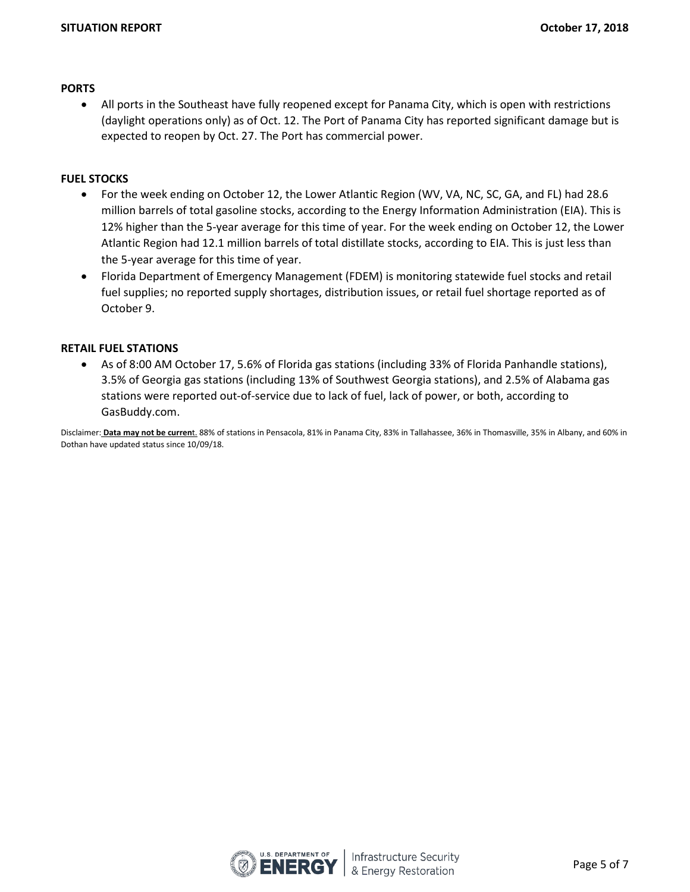**PORTS**

- All ports in the Southeast have fully reopened except for Panama City, which is open with restrictions (daylight operations only) as of Oct. 12. The Port of Panama City has reported significant damage but is expected to reopen by Oct. 27. The Port has commercial power.

**FUEL STOCKS**

- For the week ending on October 12, the Lower Atlantic Region (WV, VA, NC, SC, GA, and FL) had 28.6 million barrels of total gasoline stocks, according to the Energy Information Administration (EIA). This is 12% higher than the 5-year average for this time of year. For the week ending on October 12, the Lower Atlantic Region had 12.1 million barrels of total distillate stocks, according to EIA. This is just less than the 5-year average for this time of year.
- Florida Department of Emergency Management (FDEM) is monitoring statewide fuel stocks and retail fuel supplies; no reported supply shortages, distribution issues, or retail fuel shortage reported as of October 9.

**RETAIL FUEL STATIONS**

- As of 8:00 AM October 17, 5.6% of Florida gas stations (including 33% of Florida Panhandle stations), 3.5% of Georgia gas stations (including 13% of Southwest Georgia stations), and 2.5% of Alabama gas stations were reported out-of-service due to lack of fuel, lack of power, or both, according to GasBuddy.com.

Disclaimer: **Data may not be current**. 88% of stations in Pensacola, 81% in Panama City, 83% in Tallahassee, 36% in Thomasville, 35% in Albany, and 60% in Dothan have updated status since 10/09/18.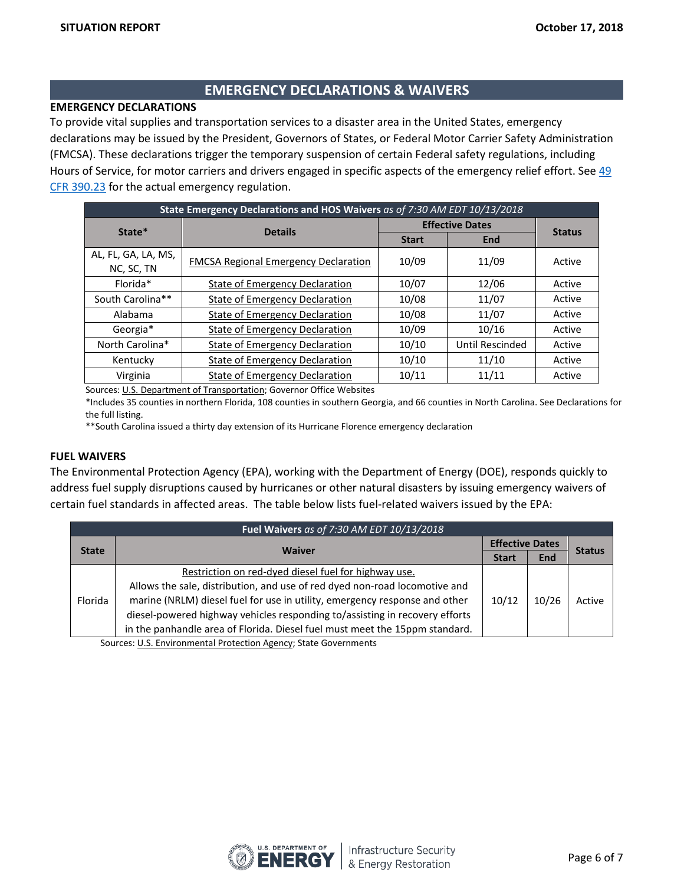## EMERGENCY DECLARATIONS & WAIVERS

### EMERGENCY DECLARATIONS

To provide vital supplies and transportation services to a disaster area in the United States, emergency declarations may be issued by the President, Governors of States, or Federal Motor Carrier Safety Administration (FMCSA). These declarations trigger the temporary suspension of certain Federal safety regulations, including Hours of Service, for motor carriers and drivers engaged in specific aspects of the emergency relief effort. See 49 CFR 390.23 for the actual emergency regulation.

| **State Emergency Declarations and HOS Waivers** *as of 7:30 AM EDT 10/13/2018* | | | | |
|---|---|---|---|---|
| **State*** | **Details** | **Effective Dates** | | **Status** |
| | | **Start** | **End** | |
| AL, FL, GA, LA, MS, NC, SC, TN | FMCSA Regional Emergency Declaration | 10/09 | 11/09 | Active |
| Florida* | State of Emergency Declaration | 10/07 | 12/06 | Active |
| South Carolina** | State of Emergency Declaration | 10/08 | 11/07 | Active |
| Alabama | State of Emergency Declaration | 10/08 | 11/07 | Active |
| Georgia* | State of Emergency Declaration | 10/09 | 10/16 | Active |
| North Carolina* | State of Emergency Declaration | 10/10 | Until Rescinded | Active |
| Kentucky | State of Emergency Declaration | 10/10 | 11/10 | Active |
| Virginia | State of Emergency Declaration | 10/11 | 11/11 | Active |

Sources: U.S. Department of Transportation; Governor Office Websites

*Includes 35 counties in northern Florida, 108 counties in southern Georgia, and 66 counties in North Carolina. See Declarations for the full listing.

**South Carolina issued a thirty day extension of its Hurricane Florence emergency declaration

### FUEL WAIVERS

The Environmental Protection Agency (EPA), working with the Department of Energy (DOE), responds quickly to address fuel supply disruptions caused by hurricanes or other natural disasters by issuing emergency waivers of certain fuel standards in affected areas. The table below lists fuel-related waivers issued by the EPA:

| **Fuel Waivers** *as of 7:30 AM EDT 10/13/2018* | | | | |
|---|---|---|---|---|
| **State** | **Waiver** | **Effective Dates** | | **Status** |
| | | **Start** | **End** | |
| Florida | Restriction on red-dyed diesel fuel for highway use. Allows the sale, distribution, and use of red dyed non-road locomotive and marine (NRLM) diesel fuel for use in utility, emergency response and other diesel-powered highway vehicles responding to/assisting in recovery efforts in the panhandle area of Florida. Diesel fuel must meet the 15ppm standard. | 10/12 | 10/26 | Active |

Sources: U.S. Environmental Protection Agency; State Governments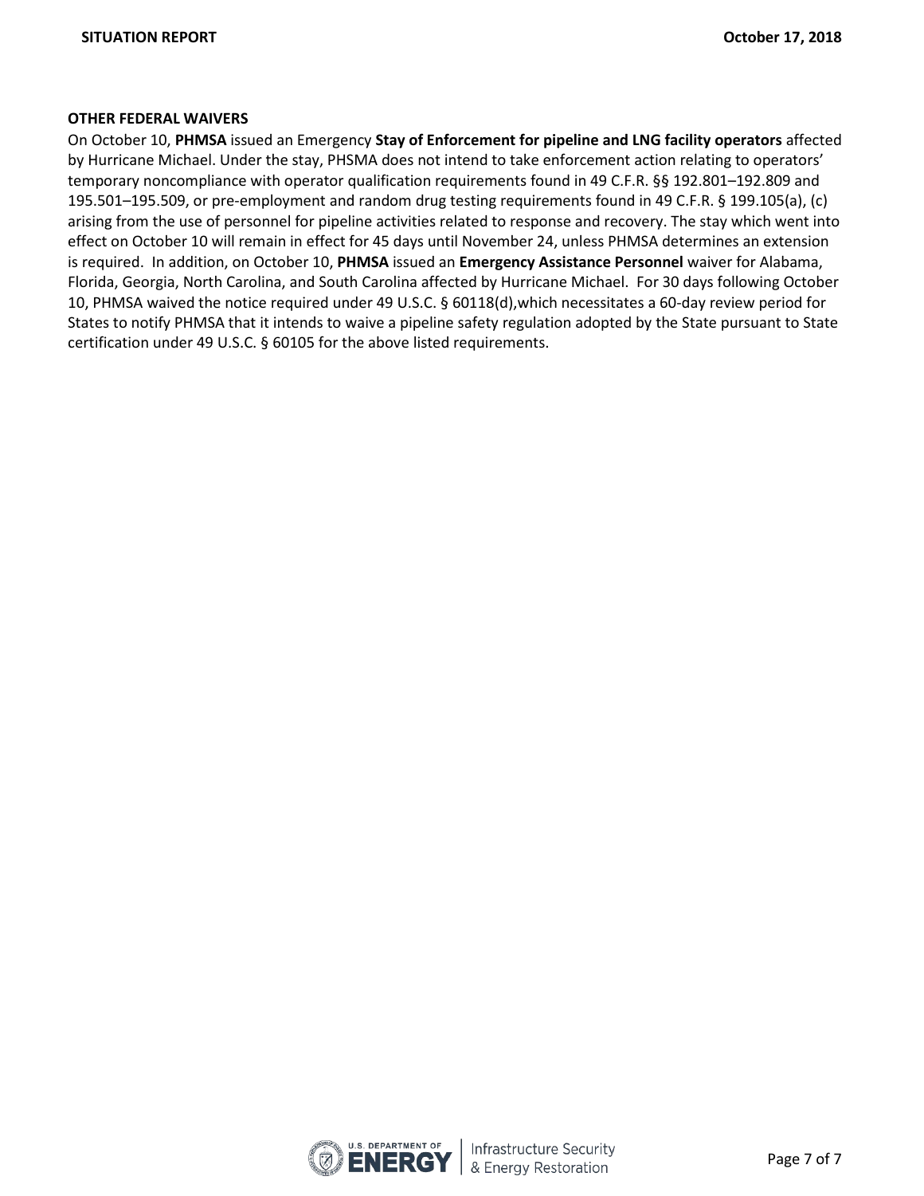**OTHER FEDERAL WAIVERS**

On October 10, **PHMSA** issued an Emergency **Stay of Enforcement for pipeline and LNG facility operators** affected by Hurricane Michael. Under the stay, PHSMA does not intend to take enforcement action relating to operators' temporary noncompliance with operator qualification requirements found in 49 C.F.R. §§ 192.801–192.809 and 195.501–195.509, or pre-employment and random drug testing requirements found in 49 C.F.R. § 199.105(a), (c) arising from the use of personnel for pipeline activities related to response and recovery. The stay which went into effect on October 10 will remain in effect for 45 days until November 24, unless PHMSA determines an extension is required. In addition, on October 10, **PHMSA** issued an **Emergency Assistance Personnel** waiver for Alabama, Florida, Georgia, North Carolina, and South Carolina affected by Hurricane Michael. For 30 days following October 10, PHMSA waived the notice required under 49 U.S.C. § 60118(d),which necessitates a 60-day review period for States to notify PHMSA that it intends to waive a pipeline safety regulation adopted by the State pursuant to State certification under 49 U.S.C. § 60105 for the above listed requirements.